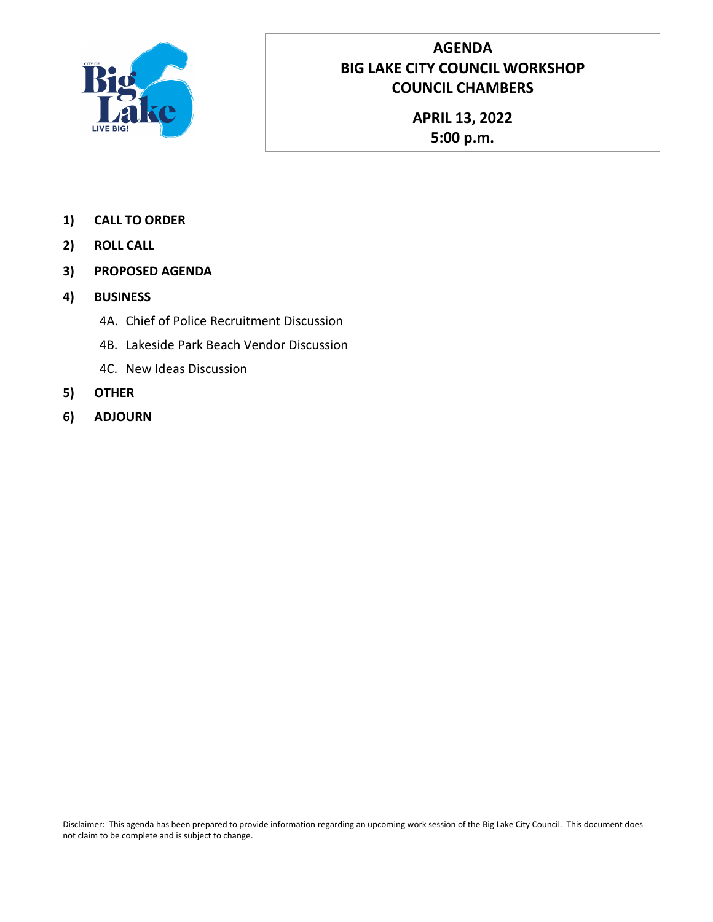# AGENDA
# BIG LAKE CITY COUNCIL WORKSHOP
# COUNCIL CHAMBERS

**APRIL 13, 2022**
**5:00 p.m.**

1) **CALL TO ORDER**
2) **ROLL CALL**
3) **PROPOSED AGENDA**
4) **BUSINESS**
   - 4A. Chief of Police Recruitment Discussion
   - 4B. Lakeside Park Beach Vendor Discussion
   - 4C. New Ideas Discussion
5) **OTHER**
6) **ADJOURN**

Disclaimer: This agenda has been prepared to provide information regarding an upcoming work session of the Big Lake City Council. This document does not claim to be complete and is subject to change.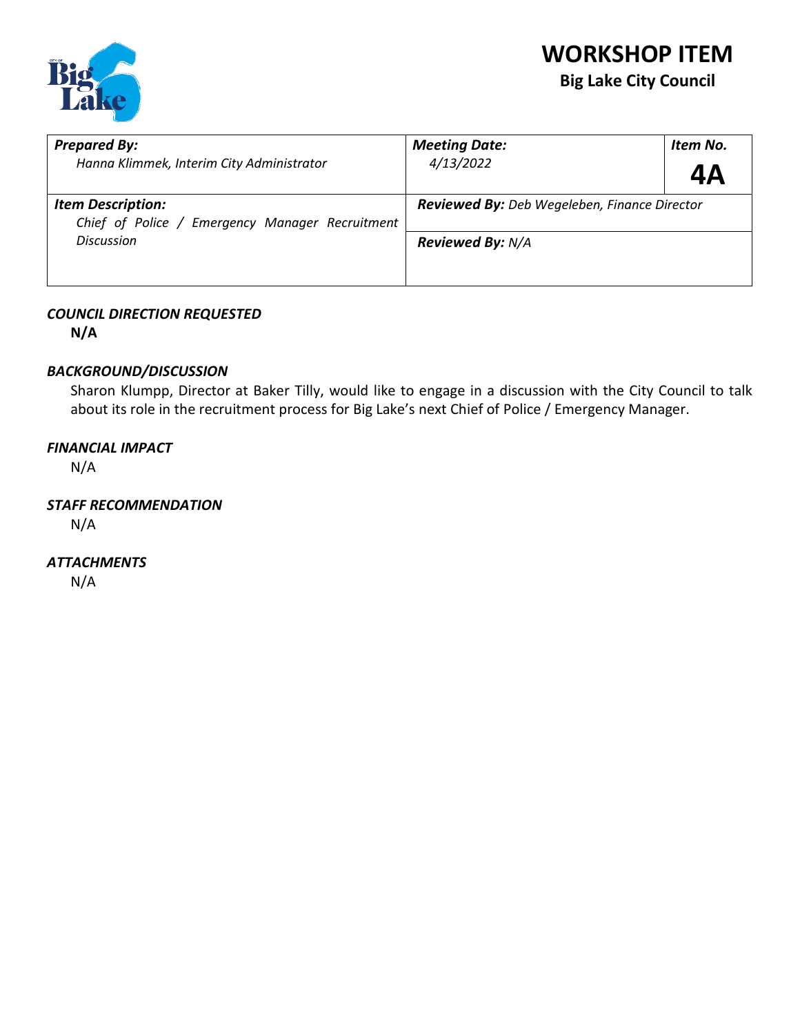# WORKSHOP ITEM

## Big Lake City Council

| ***Prepared By:*** *Hanna Klimmek, Interim City Administrator* | ***Meeting Date:*** *4/13/2022* | ***Item No.*** **4A** |
|---|---|---|
| ***Item Description:*** *Chief of Police / Emergency Manager Recruitment Discussion* | ***Reviewed By:*** *Deb Wegeleben, Finance Director* | |
| | ***Reviewed By:*** *N/A* | |

***COUNCIL DIRECTION REQUESTED***

**N/A**

***BACKGROUND/DISCUSSION***

Sharon Klumpp, Director at Baker Tilly, would like to engage in a discussion with the City Council to talk about its role in the recruitment process for Big Lake's next Chief of Police / Emergency Manager.

***FINANCIAL IMPACT***

N/A

***STAFF RECOMMENDATION***

N/A

***ATTACHMENTS***

N/A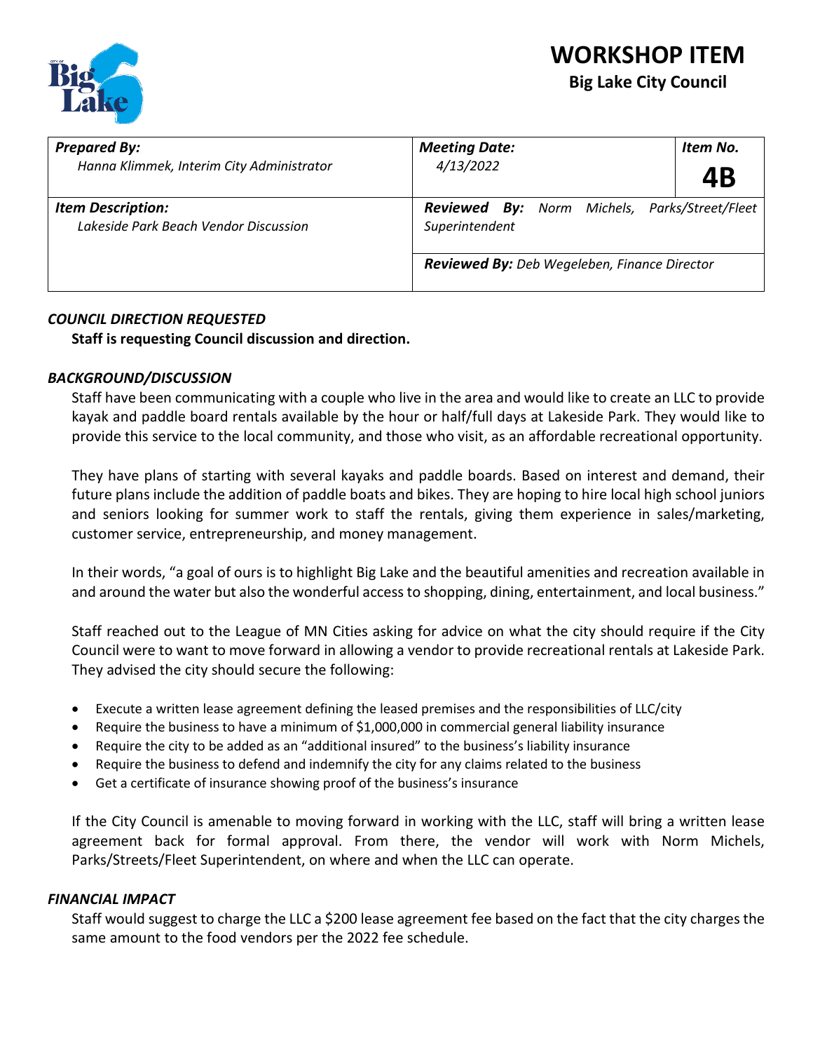# WORKSHOP ITEM

**Big Lake City Council**

| ***Prepared By:*** *Hanna Klimmek, Interim City Administrator* | ***Meeting Date:*** *4/13/2022* | ***Item No.*** **4B** |
|---|---|---|
| ***Item Description:*** *Lakeside Park Beach Vendor Discussion* | ***Reviewed By:*** *Norm Michels, Parks/Street/Fleet Superintendent* | |
| | ***Reviewed By:*** *Deb Wegeleben, Finance Director* | |

### *COUNCIL DIRECTION REQUESTED*

**Staff is requesting Council discussion and direction.**

### *BACKGROUND/DISCUSSION*

Staff have been communicating with a couple who live in the area and would like to create an LLC to provide kayak and paddle board rentals available by the hour or half/full days at Lakeside Park. They would like to provide this service to the local community, and those who visit, as an affordable recreational opportunity.

They have plans of starting with several kayaks and paddle boards. Based on interest and demand, their future plans include the addition of paddle boats and bikes. They are hoping to hire local high school juniors and seniors looking for summer work to staff the rentals, giving them experience in sales/marketing, customer service, entrepreneurship, and money management.

In their words, "a goal of ours is to highlight Big Lake and the beautiful amenities and recreation available in and around the water but also the wonderful access to shopping, dining, entertainment, and local business."

Staff reached out to the League of MN Cities asking for advice on what the city should require if the City Council were to want to move forward in allowing a vendor to provide recreational rentals at Lakeside Park. They advised the city should secure the following:

- Execute a written lease agreement defining the leased premises and the responsibilities of LLC/city
- Require the business to have a minimum of $1,000,000 in commercial general liability insurance
- Require the city to be added as an "additional insured" to the business's liability insurance
- Require the business to defend and indemnify the city for any claims related to the business
- Get a certificate of insurance showing proof of the business's insurance

If the City Council is amenable to moving forward in working with the LLC, staff will bring a written lease agreement back for formal approval. From there, the vendor will work with Norm Michels, Parks/Streets/Fleet Superintendent, on where and when the LLC can operate.

### *FINANCIAL IMPACT*

Staff would suggest to charge the LLC a $200 lease agreement fee based on the fact that the city charges the same amount to the food vendors per the 2022 fee schedule.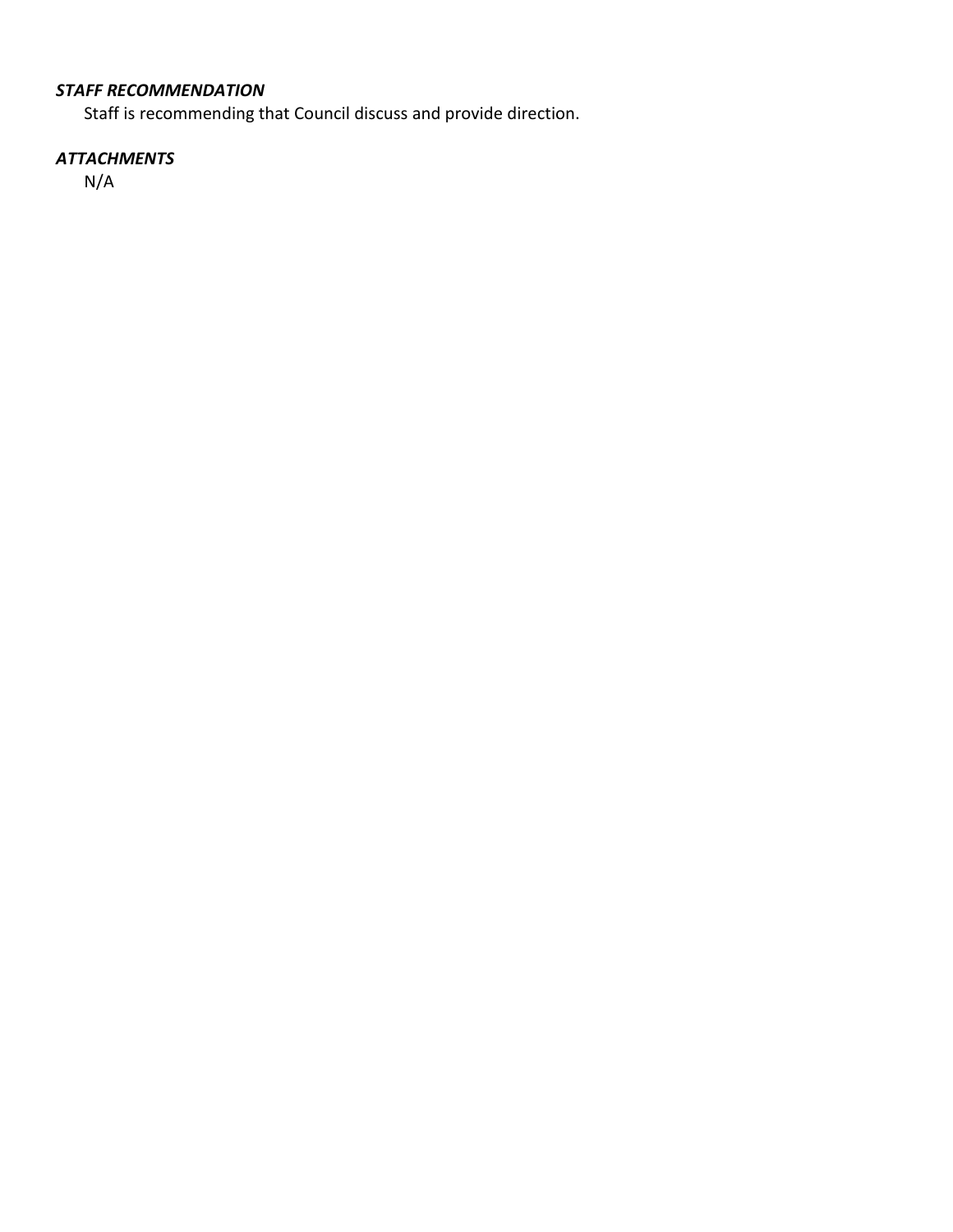### *STAFF RECOMMENDATION*

Staff is recommending that Council discuss and provide direction.

### *ATTACHMENTS*

N/A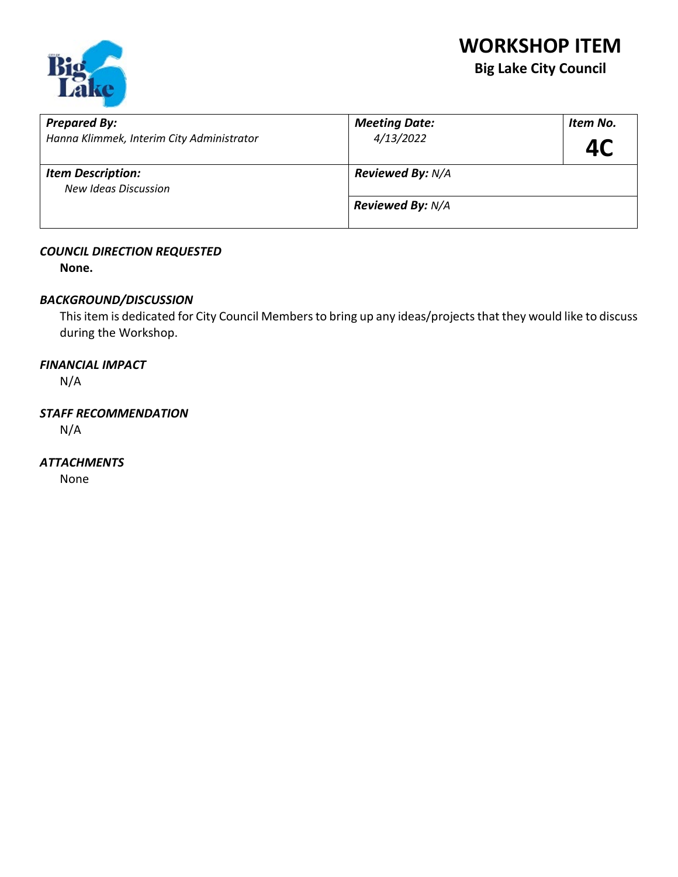# WORKSHOP ITEM

**Big Lake City Council**

| | | |
|---|---|---|
| ***Prepared By:*** *Hanna Klimmek, Interim City Administrator* | ***Meeting Date:*** *4/13/2022* | ***Item No.*** **4C** |
| ***Item Description:*** *New Ideas Discussion* | ***Reviewed By:*** *N/A* | |
| | ***Reviewed By:*** *N/A* | |

***COUNCIL DIRECTION REQUESTED***

**None.**

***BACKGROUND/DISCUSSION***

This item is dedicated for City Council Members to bring up any ideas/projects that they would like to discuss during the Workshop.

***FINANCIAL IMPACT***

N/A

***STAFF RECOMMENDATION***

N/A

***ATTACHMENTS***

None